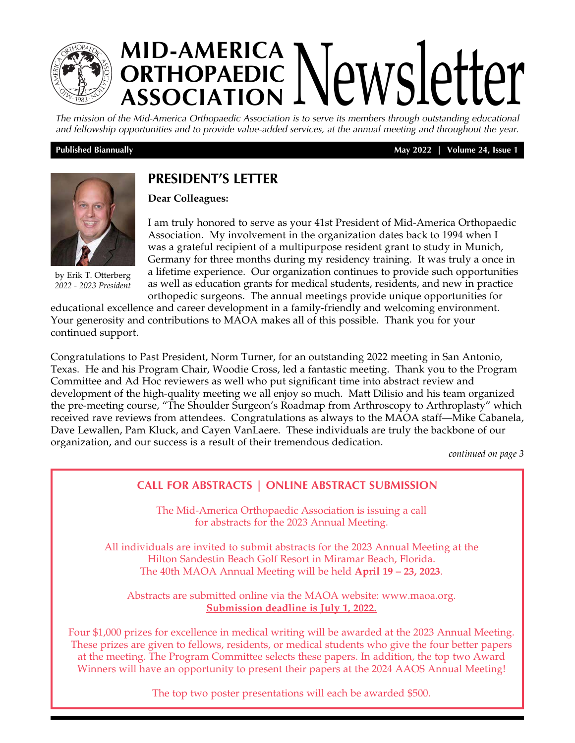# MID-AMERICA ORTHOPAEDIC ASSOCIATION Newsletter

*The mission of the Mid-America Orthopaedic Association is to serve its members through outstanding educational and fellowship opportunities and to provide value-added services, at the annual meeting and throughout the year.*

**Published Biannually** **May 2022 | Volume 24, Issue 1**

## PRESIDENT'S LETTER

by Erik T. Otterberg
*2022 - 2023 President*

**Dear Colleagues:**

I am truly honored to serve as your 41st President of Mid-America Orthopaedic Association. My involvement in the organization dates back to 1994 when I was a grateful recipient of a multipurpose resident grant to study in Munich, Germany for three months during my residency training. It was truly a once in a lifetime experience. Our organization continues to provide such opportunities as well as education grants for medical students, residents, and new in practice orthopedic surgeons. The annual meetings provide unique opportunities for educational excellence and career development in a family-friendly and welcoming environment. Your generosity and contributions to MAOA makes all of this possible. Thank you for your continued support.

Congratulations to Past President, Norm Turner, for an outstanding 2022 meeting in San Antonio, Texas. He and his Program Chair, Woodie Cross, led a fantastic meeting. Thank you to the Program Committee and Ad Hoc reviewers as well who put significant time into abstract review and development of the high-quality meeting we all enjoy so much. Matt Dilisio and his team organized the pre-meeting course, "The Shoulder Surgeon's Roadmap from Arthroscopy to Arthroplasty" which received rave reviews from attendees. Congratulations as always to the MAOA staff—Mike Cabanela, Dave Lewallen, Pam Kluck, and Cayen VanLaere. These individuals are truly the backbone of our organization, and our success is a result of their tremendous dedication.

*continued on page 3*

## CALL FOR ABSTRACTS | ONLINE ABSTRACT SUBMISSION

The Mid-America Orthopaedic Association is issuing a call for abstracts for the 2023 Annual Meeting.

All individuals are invited to submit abstracts for the 2023 Annual Meeting at the Hilton Sandestin Beach Golf Resort in Miramar Beach, Florida. The 40th MAOA Annual Meeting will be held **April 19 – 23, 2023**.

Abstracts are submitted online via the MAOA website: www.maoa.org.
**Submission deadline is July 1, 2022.**

Four $1,000 prizes for excellence in medical writing will be awarded at the 2023 Annual Meeting. These prizes are given to fellows, residents, or medical students who give the four better papers at the meeting. The Program Committee selects these papers. In addition, the top two Award Winners will have an opportunity to present their papers at the 2024 AAOS Annual Meeting!

The top two poster presentations will each be awarded $500.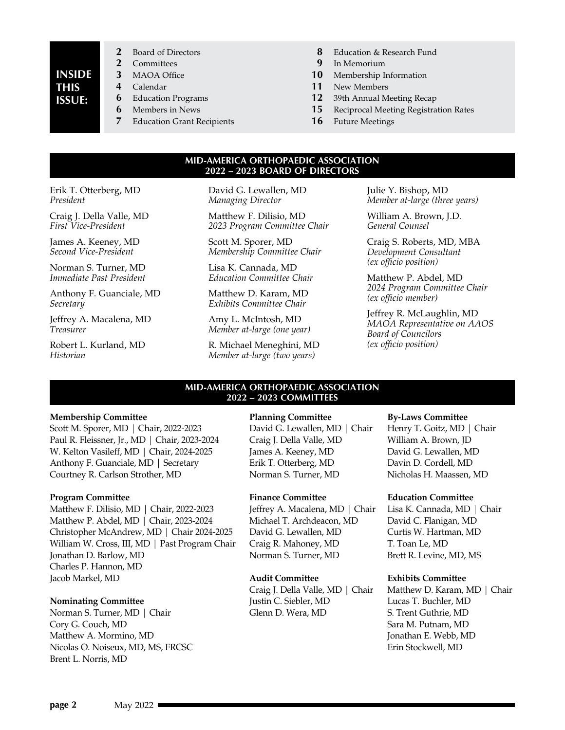**INSIDE THIS ISSUE:**

- **2** Board of Directors
- **2** Committees
- **3** MAOA Office
- **4** Calendar
- **6** Education Programs
- **6** Members in News
- **7** Education Grant Recipients
- **8** Education & Research Fund
- **9** In Memorium
- **10** Membership Information
- **11** New Members
- **12** 39th Annual Meeting Recap
- **15** Reciprocal Meeting Registration Rates
- **16** Future Meetings

## MID-AMERICA ORTHOPAEDIC ASSOCIATION 2022 – 2023 BOARD OF DIRECTORS

Erik T. Otterberg, MD
*President*

Craig J. Della Valle, MD
*First Vice-President*

James A. Keeney, MD
*Second Vice-President*

Norman S. Turner, MD
*Immediate Past President*

Anthony F. Guanciale, MD
*Secretary*

Jeffrey A. Macalena, MD
*Treasurer*

Robert L. Kurland, MD
*Historian*

David G. Lewallen, MD
*Managing Director*

Matthew F. Dilisio, MD
*2023 Program Committee Chair*

Scott M. Sporer, MD
*Membership Committee Chair*

Lisa K. Cannada, MD
*Education Committee Chair*

Matthew D. Karam, MD
*Exhibits Committee Chair*

Amy L. McIntosh, MD
*Member at-large (one year)*

R. Michael Meneghini, MD
*Member at-large (two years)*

Julie Y. Bishop, MD
*Member at-large (three years)*

William A. Brown, J.D.
*General Counsel*

Craig S. Roberts, MD, MBA
*Development Consultant (ex officio position)*

Matthew P. Abdel, MD
*2024 Program Committee Chair (ex officio member)*

Jeffrey R. McLaughlin, MD
*MAOA Representative on AAOS Board of Councilors (ex officio position)*

## MID-AMERICA ORTHOPAEDIC ASSOCIATION 2022 – 2023 COMMITTEES

**Membership Committee**
Scott M. Sporer, MD | Chair, 2022-2023
Paul R. Fleissner, Jr., MD | Chair, 2023-2024
W. Kelton Vasileff, MD | Chair, 2024-2025
Anthony F. Guanciale, MD | Secretary
Courtney R. Carlson Strother, MD

**Program Committee**
Matthew F. Dilisio, MD | Chair, 2022-2023
Matthew P. Abdel, MD | Chair, 2023-2024
Christopher McAndrew, MD | Chair 2024-2025
William W. Cross, III, MD | Past Program Chair
Jonathan D. Barlow, MD
Charles P. Hannon, MD
Jacob Markel, MD

**Nominating Committee**
Norman S. Turner, MD | Chair
Cory G. Couch, MD
Matthew A. Mormino, MD
Nicolas O. Noiseux, MD, MS, FRCSC
Brent L. Norris, MD

**Planning Committee**
David G. Lewallen, MD | Chair
Craig J. Della Valle, MD
James A. Keeney, MD
Erik T. Otterberg, MD
Norman S. Turner, MD

**Finance Committee**
Jeffrey A. Macalena, MD | Chair
Michael T. Archdeacon, MD
David G. Lewallen, MD
Craig R. Mahoney, MD
Norman S. Turner, MD

**Audit Committee**
Craig J. Della Valle, MD | Chair
Justin C. Siebler, MD
Glenn D. Wera, MD

**By-Laws Committee**
Henry T. Goitz, MD | Chair
William A. Brown, JD
David G. Lewallen, MD
Davin D. Cordell, MD
Nicholas H. Maassen, MD

**Education Committee**
Lisa K. Cannada, MD | Chair
David C. Flanigan, MD
Curtis W. Hartman, MD
T. Toan Le, MD
Brett R. Levine, MD, MS

**Exhibits Committee**
Matthew D. Karam, MD | Chair
Lucas T. Buchler, MD
S. Trent Guthrie, MD
Sara M. Putnam, MD
Jonathan E. Webb, MD
Erin Stockwell, MD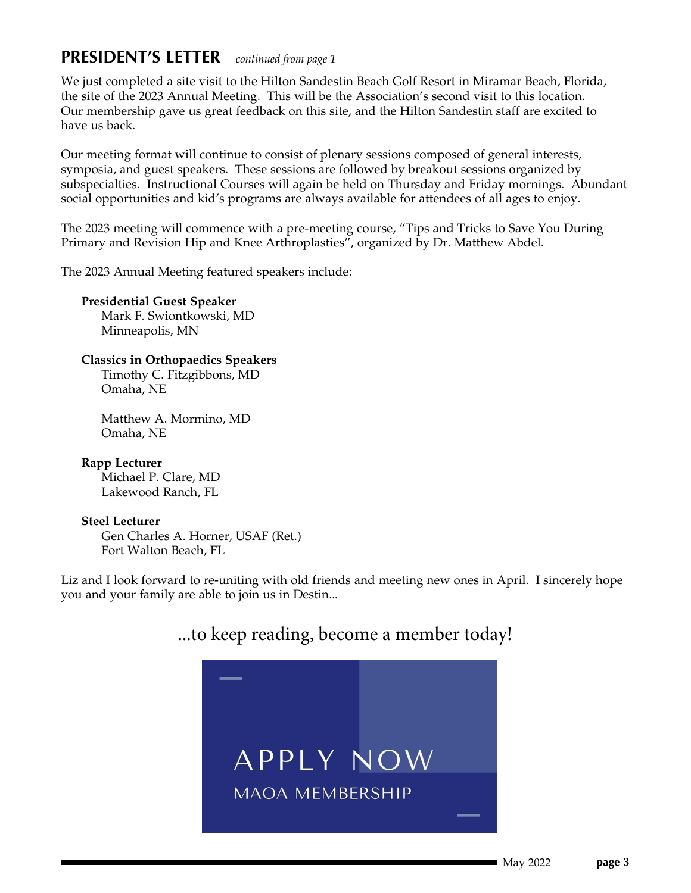## PRESIDENT'S LETTER *continued from page 1*

We just completed a site visit to the Hilton Sandestin Beach Golf Resort in Miramar Beach, Florida, the site of the 2023 Annual Meeting. This will be the Association's second visit to this location. Our membership gave us great feedback on this site, and the Hilton Sandestin staff are excited to have us back.

Our meeting format will continue to consist of plenary sessions composed of general interests, symposia, and guest speakers. These sessions are followed by breakout sessions organized by subspecialties. Instructional Courses will again be held on Thursday and Friday mornings. Abundant social opportunities and kid's programs are always available for attendees of all ages to enjoy.

The 2023 meeting will commence with a pre-meeting course, "Tips and Tricks to Save You During Primary and Revision Hip and Knee Arthroplasties", organized by Dr. Matthew Abdel.

The 2023 Annual Meeting featured speakers include:

**Presidential Guest Speaker**
Mark F. Swiontkowski, MD
Minneapolis, MN

**Classics in Orthopaedics Speakers**
Timothy C. Fitzgibbons, MD
Omaha, NE

Matthew A. Mormino, MD
Omaha, NE

**Rapp Lecturer**
Michael P. Clare, MD
Lakewood Ranch, FL

**Steel Lecturer**
Gen Charles A. Horner, USAF (Ret.)
Fort Walton Beach, FL

Liz and I look forward to re-uniting with old friends and meeting new ones in April. I sincerely hope you and your family are able to join us in Destin...

...to keep reading, become a member today!

APPLY NOW
MAOA MEMBERSHIP